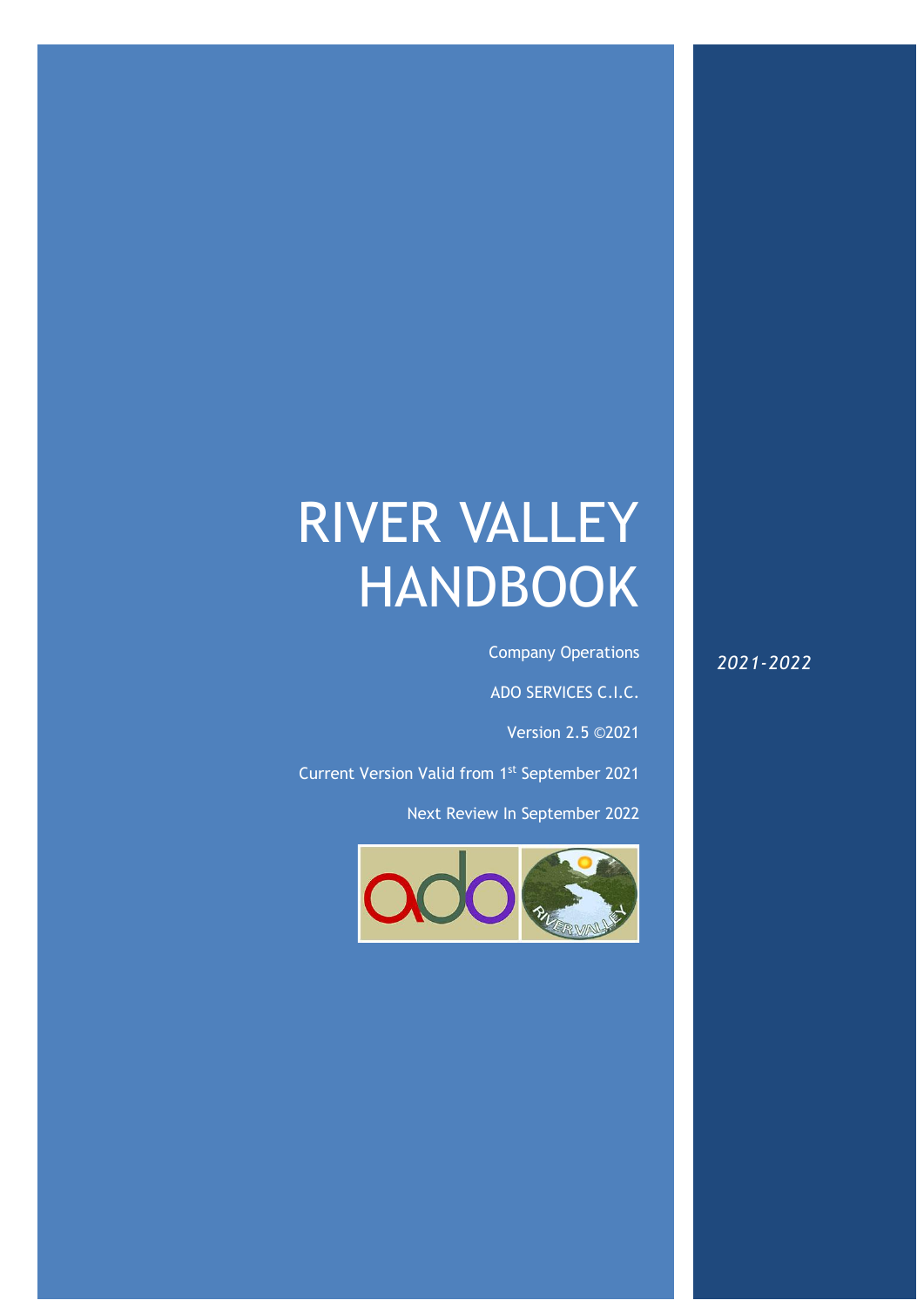# RIVER VALLEY HANDBOOK

Company Operations

ADO SERVICES C.I.C.

Version 2.5 ©2021

Current Version Valid from 1st September 2021

Next Review In September 2022

*2021-2022*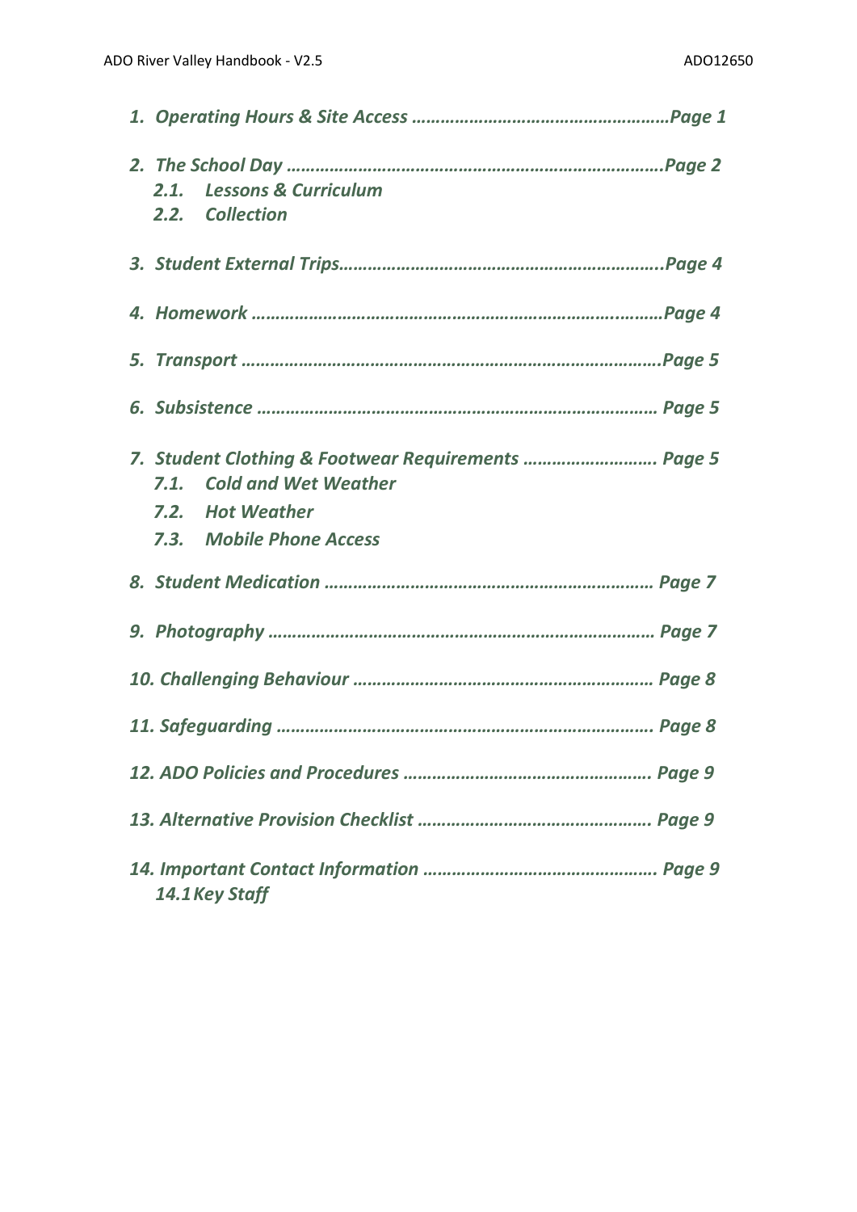*1. Operating Hours & Site Access ………………………………………………Page 1*

*2. The School Day ……………………………………………………………………….Page 2*
   *2.1. Lessons & Curriculum*
   *2.2. Collection*

*3. Student External Trips…………………………………………………………..Page 4*

*4. Homework …………………………………………………………………………..Page 4*

*5. Transport ……………………………………………………………………………Page 5*

*6. Subsistence ……………………………………………………………………… Page 5*

*7. Student Clothing & Footwear Requirements ……………………… Page 5*
   *7.1. Cold and Wet Weather*
   *7.2. Hot Weather*
   *7.3. Mobile Phone Access*

*8. Student Medication …………………………………………………………… Page 7*

*9. Photography ……………………………………………………………………… Page 7*

*10. Challenging Behaviour …………………………………………………… Page 8*

*11. Safeguarding ……………………………………………………………………. Page 8*

*12. ADO Policies and Procedures …………………………………………. Page 9*

*13. Alternative Provision Checklist ………………………………………. Page 9*

*14. Important Contact Information ………………………………………. Page 9*
   *14.1 Key Staff*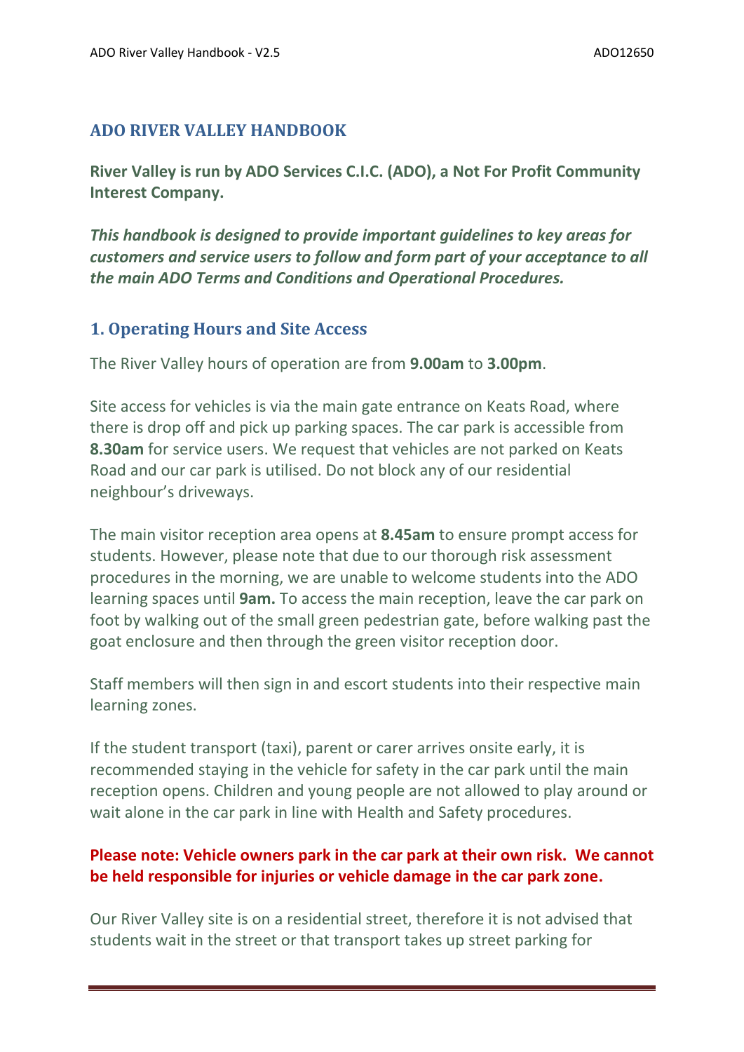## ADO RIVER VALLEY HANDBOOK

**River Valley is run by ADO Services C.I.C. (ADO), a Not For Profit Community Interest Company.**

***This handbook is designed to provide important guidelines to key areas for customers and service users to follow and form part of your acceptance to all the main ADO Terms and Conditions and Operational Procedures.***

### 1. Operating Hours and Site Access

The River Valley hours of operation are from **9.00am** to **3.00pm**.

Site access for vehicles is via the main gate entrance on Keats Road, where there is drop off and pick up parking spaces. The car park is accessible from **8.30am** for service users. We request that vehicles are not parked on Keats Road and our car park is utilised. Do not block any of our residential neighbour's driveways.

The main visitor reception area opens at **8.45am** to ensure prompt access for students. However, please note that due to our thorough risk assessment procedures in the morning, we are unable to welcome students into the ADO learning spaces until **9am.** To access the main reception, leave the car park on foot by walking out of the small green pedestrian gate, before walking past the goat enclosure and then through the green visitor reception door.

Staff members will then sign in and escort students into their respective main learning zones.

If the student transport (taxi), parent or carer arrives onsite early, it is recommended staying in the vehicle for safety in the car park until the main reception opens. Children and young people are not allowed to play around or wait alone in the car park in line with Health and Safety procedures.

**Please note: Vehicle owners park in the car park at their own risk. We cannot be held responsible for injuries or vehicle damage in the car park zone.**

Our River Valley site is on a residential street, therefore it is not advised that students wait in the street or that transport takes up street parking for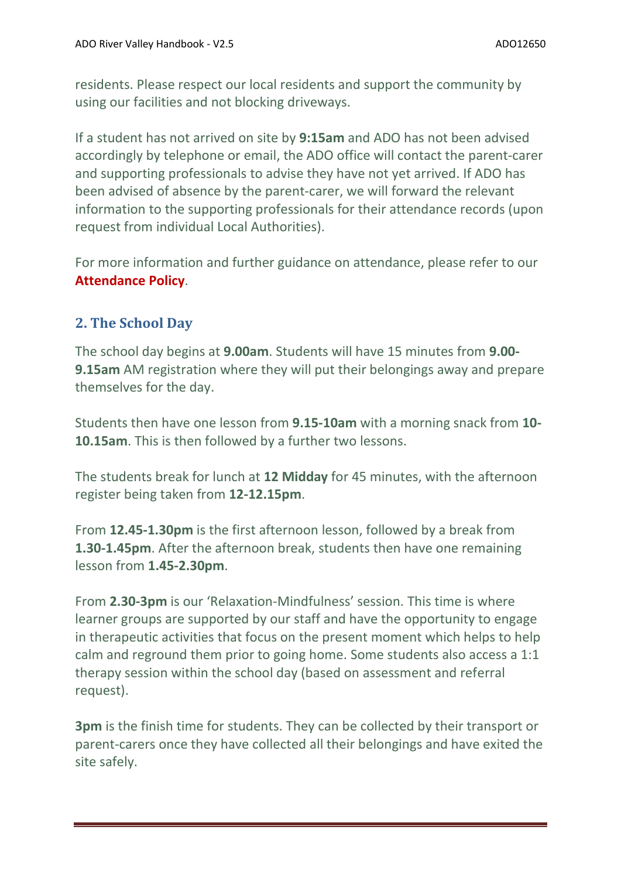residents. Please respect our local residents and support the community by using our facilities and not blocking driveways.

If a student has not arrived on site by **9:15am** and ADO has not been advised accordingly by telephone or email, the ADO office will contact the parent-carer and supporting professionals to advise they have not yet arrived. If ADO has been advised of absence by the parent-carer, we will forward the relevant information to the supporting professionals for their attendance records (upon request from individual Local Authorities).

For more information and further guidance on attendance, please refer to our **Attendance Policy**.

## 2. The School Day

The school day begins at **9.00am**. Students will have 15 minutes from **9.00-9.15am** AM registration where they will put their belongings away and prepare themselves for the day.

Students then have one lesson from **9.15-10am** with a morning snack from **10-10.15am**. This is then followed by a further two lessons.

The students break for lunch at **12 Midday** for 45 minutes, with the afternoon register being taken from **12-12.15pm**.

From **12.45-1.30pm** is the first afternoon lesson, followed by a break from **1.30-1.45pm**. After the afternoon break, students then have one remaining lesson from **1.45-2.30pm**.

From **2.30-3pm** is our 'Relaxation-Mindfulness' session. This time is where learner groups are supported by our staff and have the opportunity to engage in therapeutic activities that focus on the present moment which helps to help calm and reground them prior to going home. Some students also access a 1:1 therapy session within the school day (based on assessment and referral request).

**3pm** is the finish time for students. They can be collected by their transport or parent-carers once they have collected all their belongings and have exited the site safely.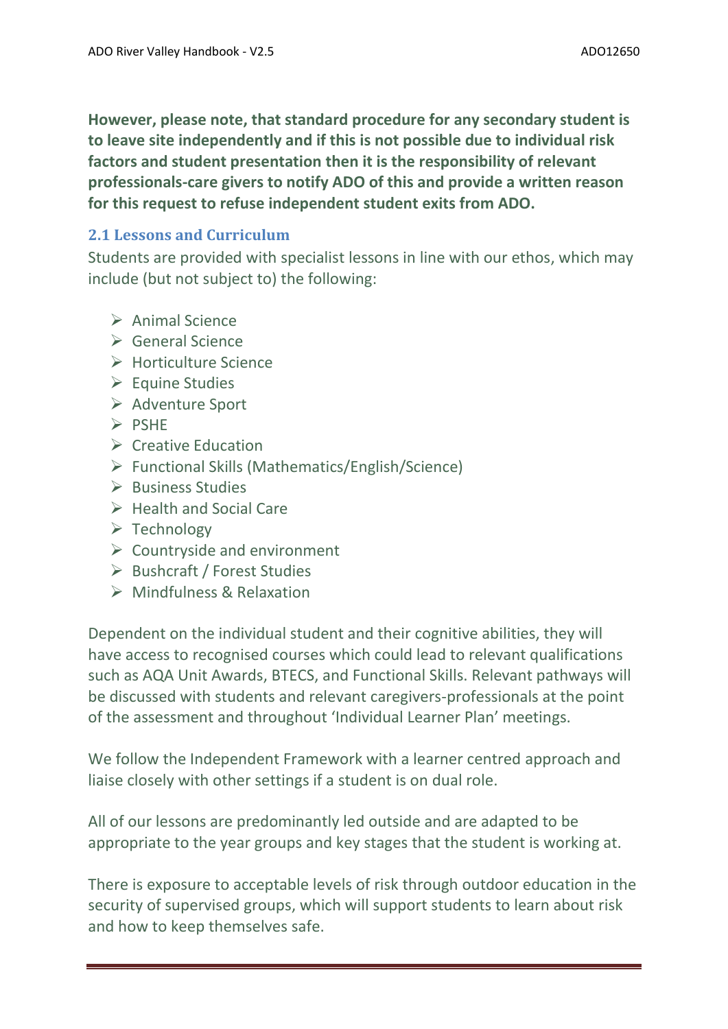**However, please note, that standard procedure for any secondary student is to leave site independently and if this is not possible due to individual risk factors and student presentation then it is the responsibility of relevant professionals-care givers to notify ADO of this and provide a written reason for this request to refuse independent student exits from ADO.**

## 2.1 Lessons and Curriculum

Students are provided with specialist lessons in line with our ethos, which may include (but not subject to) the following:

- Animal Science
- General Science
- Horticulture Science
- Equine Studies
- Adventure Sport
- PSHE
- Creative Education
- Functional Skills (Mathematics/English/Science)
- Business Studies
- Health and Social Care
- Technology
- Countryside and environment
- Bushcraft / Forest Studies
- Mindfulness & Relaxation

Dependent on the individual student and their cognitive abilities, they will have access to recognised courses which could lead to relevant qualifications such as AQA Unit Awards, BTECS, and Functional Skills. Relevant pathways will be discussed with students and relevant caregivers-professionals at the point of the assessment and throughout 'Individual Learner Plan' meetings.

We follow the Independent Framework with a learner centred approach and liaise closely with other settings if a student is on dual role.

All of our lessons are predominantly led outside and are adapted to be appropriate to the year groups and key stages that the student is working at.

There is exposure to acceptable levels of risk through outdoor education in the security of supervised groups, which will support students to learn about risk and how to keep themselves safe.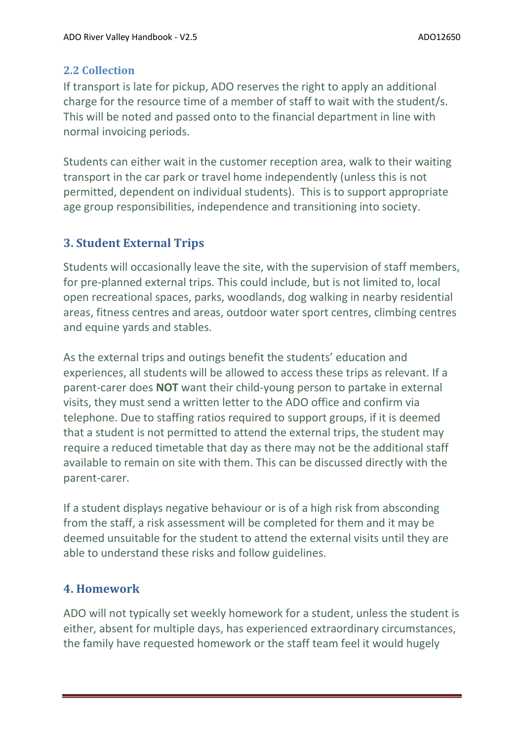### 2.2 Collection

If transport is late for pickup, ADO reserves the right to apply an additional charge for the resource time of a member of staff to wait with the student/s. This will be noted and passed onto to the financial department in line with normal invoicing periods.

Students can either wait in the customer reception area, walk to their waiting transport in the car park or travel home independently (unless this is not permitted, dependent on individual students). This is to support appropriate age group responsibilities, independence and transitioning into society.

## 3. Student External Trips

Students will occasionally leave the site, with the supervision of staff members, for pre-planned external trips. This could include, but is not limited to, local open recreational spaces, parks, woodlands, dog walking in nearby residential areas, fitness centres and areas, outdoor water sport centres, climbing centres and equine yards and stables.

As the external trips and outings benefit the students' education and experiences, all students will be allowed to access these trips as relevant. If a parent-carer does **NOT** want their child-young person to partake in external visits, they must send a written letter to the ADO office and confirm via telephone. Due to staffing ratios required to support groups, if it is deemed that a student is not permitted to attend the external trips, the student may require a reduced timetable that day as there may not be the additional staff available to remain on site with them. This can be discussed directly with the parent-carer.

If a student displays negative behaviour or is of a high risk from absconding from the staff, a risk assessment will be completed for them and it may be deemed unsuitable for the student to attend the external visits until they are able to understand these risks and follow guidelines.

## 4. Homework

ADO will not typically set weekly homework for a student, unless the student is either, absent for multiple days, has experienced extraordinary circumstances, the family have requested homework or the staff team feel it would hugely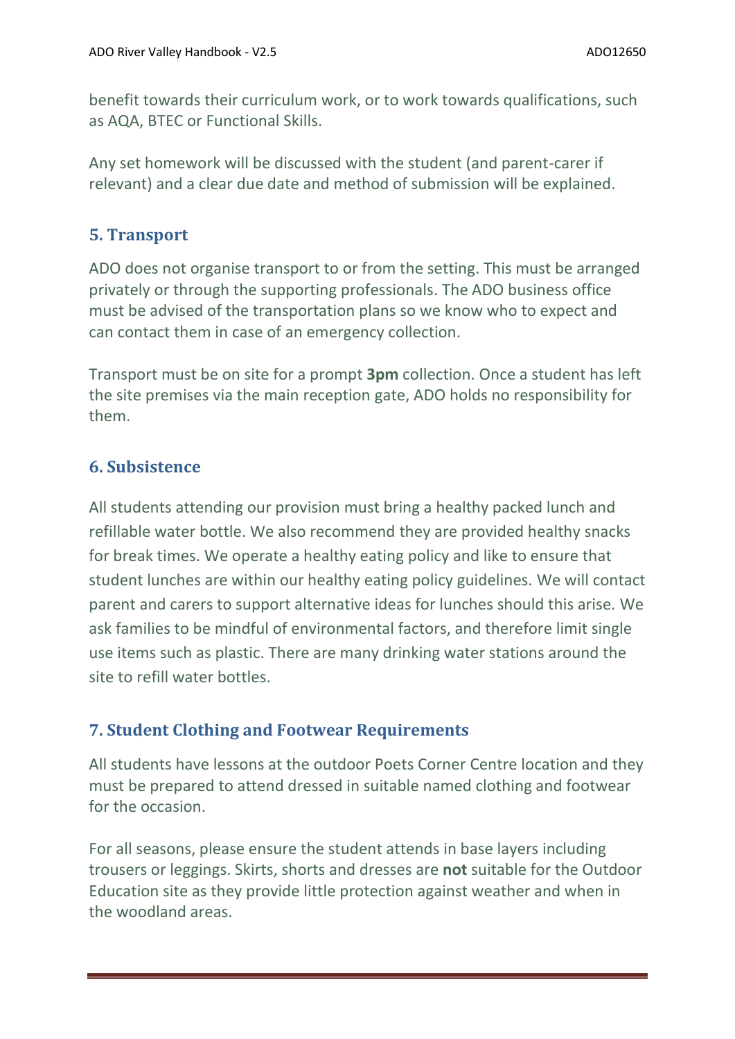benefit towards their curriculum work, or to work towards qualifications, such as AQA, BTEC or Functional Skills.

Any set homework will be discussed with the student (and parent-carer if relevant) and a clear due date and method of submission will be explained.

## 5. Transport

ADO does not organise transport to or from the setting. This must be arranged privately or through the supporting professionals. The ADO business office must be advised of the transportation plans so we know who to expect and can contact them in case of an emergency collection.

Transport must be on site for a prompt **3pm** collection. Once a student has left the site premises via the main reception gate, ADO holds no responsibility for them.

## 6. Subsistence

All students attending our provision must bring a healthy packed lunch and refillable water bottle. We also recommend they are provided healthy snacks for break times. We operate a healthy eating policy and like to ensure that student lunches are within our healthy eating policy guidelines. We will contact parent and carers to support alternative ideas for lunches should this arise. We ask families to be mindful of environmental factors, and therefore limit single use items such as plastic. There are many drinking water stations around the site to refill water bottles.

## 7. Student Clothing and Footwear Requirements

All students have lessons at the outdoor Poets Corner Centre location and they must be prepared to attend dressed in suitable named clothing and footwear for the occasion.

For all seasons, please ensure the student attends in base layers including trousers or leggings. Skirts, shorts and dresses are **not** suitable for the Outdoor Education site as they provide little protection against weather and when in the woodland areas.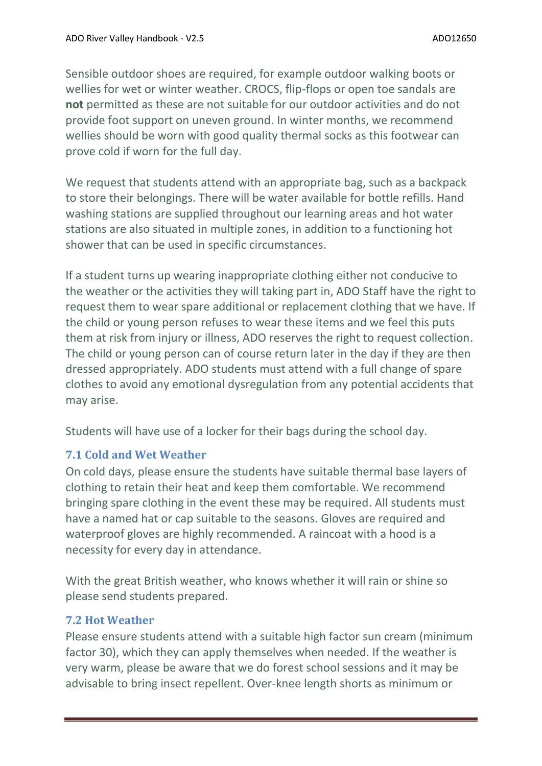Sensible outdoor shoes are required, for example outdoor walking boots or wellies for wet or winter weather. CROCS, flip-flops or open toe sandals are **not** permitted as these are not suitable for our outdoor activities and do not provide foot support on uneven ground. In winter months, we recommend wellies should be worn with good quality thermal socks as this footwear can prove cold if worn for the full day.

We request that students attend with an appropriate bag, such as a backpack to store their belongings. There will be water available for bottle refills. Hand washing stations are supplied throughout our learning areas and hot water stations are also situated in multiple zones, in addition to a functioning hot shower that can be used in specific circumstances.

If a student turns up wearing inappropriate clothing either not conducive to the weather or the activities they will taking part in, ADO Staff have the right to request them to wear spare additional or replacement clothing that we have. If the child or young person refuses to wear these items and we feel this puts them at risk from injury or illness, ADO reserves the right to request collection. The child or young person can of course return later in the day if they are then dressed appropriately. ADO students must attend with a full change of spare clothes to avoid any emotional dysregulation from any potential accidents that may arise.

Students will have use of a locker for their bags during the school day.

### 7.1 Cold and Wet Weather

On cold days, please ensure the students have suitable thermal base layers of clothing to retain their heat and keep them comfortable. We recommend bringing spare clothing in the event these may be required. All students must have a named hat or cap suitable to the seasons. Gloves are required and waterproof gloves are highly recommended. A raincoat with a hood is a necessity for every day in attendance.

With the great British weather, who knows whether it will rain or shine so please send students prepared.

### 7.2 Hot Weather

Please ensure students attend with a suitable high factor sun cream (minimum factor 30), which they can apply themselves when needed. If the weather is very warm, please be aware that we do forest school sessions and it may be advisable to bring insect repellent. Over-knee length shorts as minimum or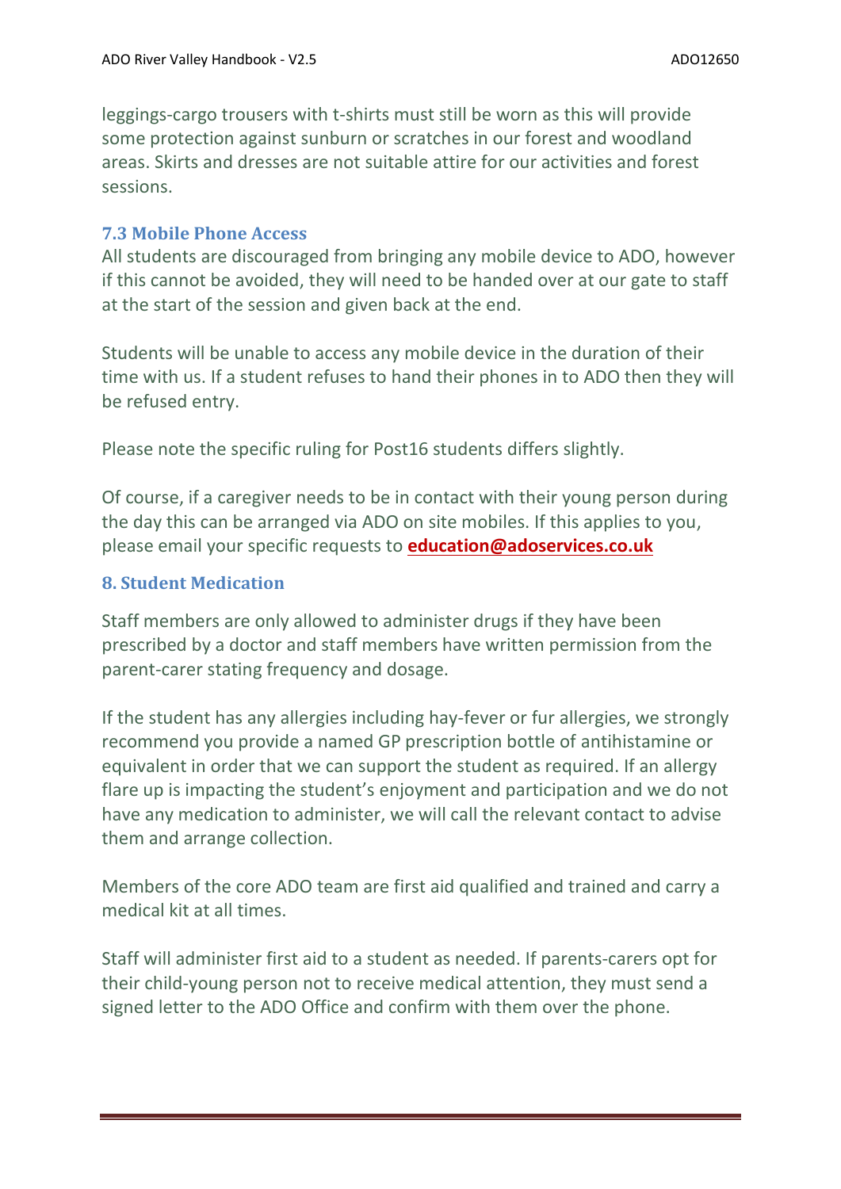leggings-cargo trousers with t-shirts must still be worn as this will provide some protection against sunburn or scratches in our forest and woodland areas. Skirts and dresses are not suitable attire for our activities and forest sessions.

### 7.3 Mobile Phone Access

All students are discouraged from bringing any mobile device to ADO, however if this cannot be avoided, they will need to be handed over at our gate to staff at the start of the session and given back at the end.

Students will be unable to access any mobile device in the duration of their time with us. If a student refuses to hand their phones in to ADO then they will be refused entry.

Please note the specific ruling for Post16 students differs slightly.

Of course, if a caregiver needs to be in contact with their young person during the day this can be arranged via ADO on site mobiles. If this applies to you, please email your specific requests to **education@adoservices.co.uk**

## 8. Student Medication

Staff members are only allowed to administer drugs if they have been prescribed by a doctor and staff members have written permission from the parent-carer stating frequency and dosage.

If the student has any allergies including hay-fever or fur allergies, we strongly recommend you provide a named GP prescription bottle of antihistamine or equivalent in order that we can support the student as required. If an allergy flare up is impacting the student's enjoyment and participation and we do not have any medication to administer, we will call the relevant contact to advise them and arrange collection.

Members of the core ADO team are first aid qualified and trained and carry a medical kit at all times.

Staff will administer first aid to a student as needed. If parents-carers opt for their child-young person not to receive medical attention, they must send a signed letter to the ADO Office and confirm with them over the phone.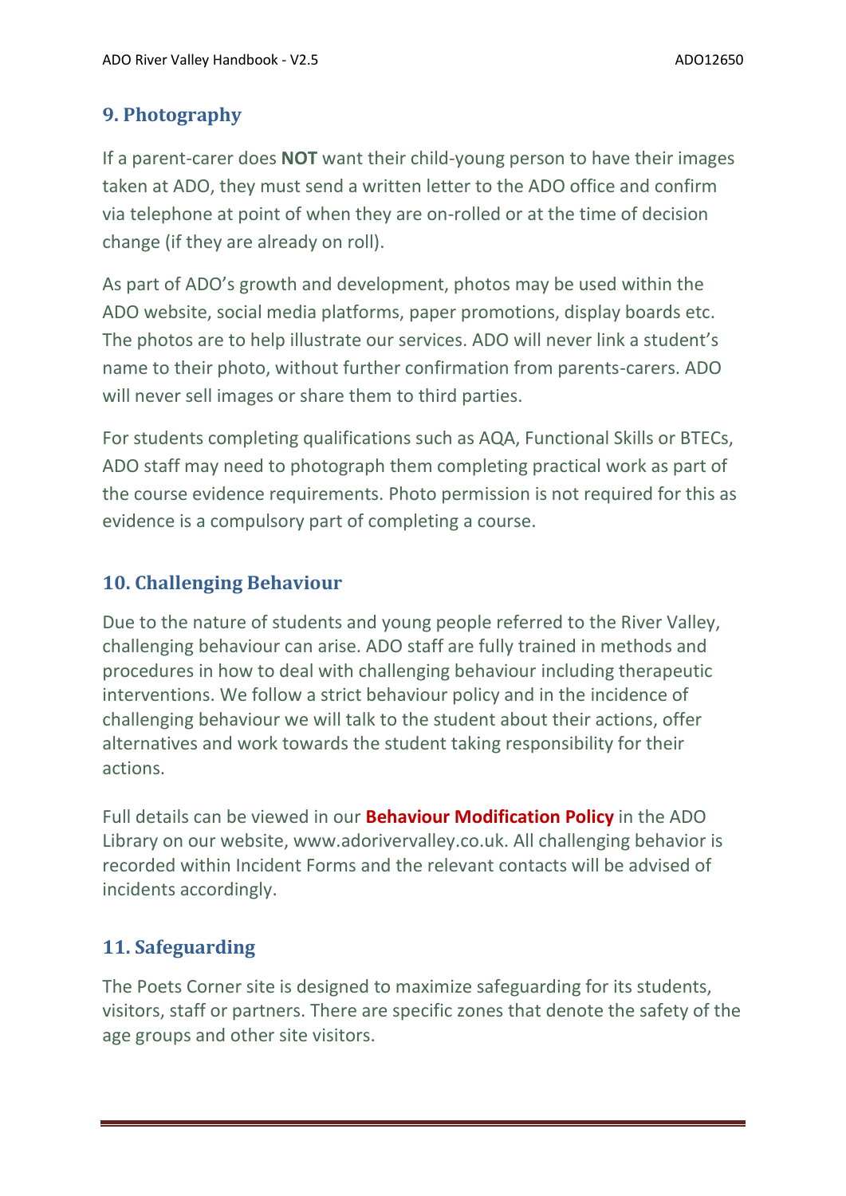## 9. Photography

If a parent-carer does **NOT** want their child-young person to have their images taken at ADO, they must send a written letter to the ADO office and confirm via telephone at point of when they are on-rolled or at the time of decision change (if they are already on roll).

As part of ADO's growth and development, photos may be used within the ADO website, social media platforms, paper promotions, display boards etc. The photos are to help illustrate our services. ADO will never link a student's name to their photo, without further confirmation from parents-carers. ADO will never sell images or share them to third parties.

For students completing qualifications such as AQA, Functional Skills or BTECs, ADO staff may need to photograph them completing practical work as part of the course evidence requirements. Photo permission is not required for this as evidence is a compulsory part of completing a course.

## 10. Challenging Behaviour

Due to the nature of students and young people referred to the River Valley, challenging behaviour can arise. ADO staff are fully trained in methods and procedures in how to deal with challenging behaviour including therapeutic interventions. We follow a strict behaviour policy and in the incidence of challenging behaviour we will talk to the student about their actions, offer alternatives and work towards the student taking responsibility for their actions.

Full details can be viewed in our **Behaviour Modification Policy** in the ADO Library on our website, www.adorivervalley.co.uk. All challenging behavior is recorded within Incident Forms and the relevant contacts will be advised of incidents accordingly.

## 11. Safeguarding

The Poets Corner site is designed to maximize safeguarding for its students, visitors, staff or partners. There are specific zones that denote the safety of the age groups and other site visitors.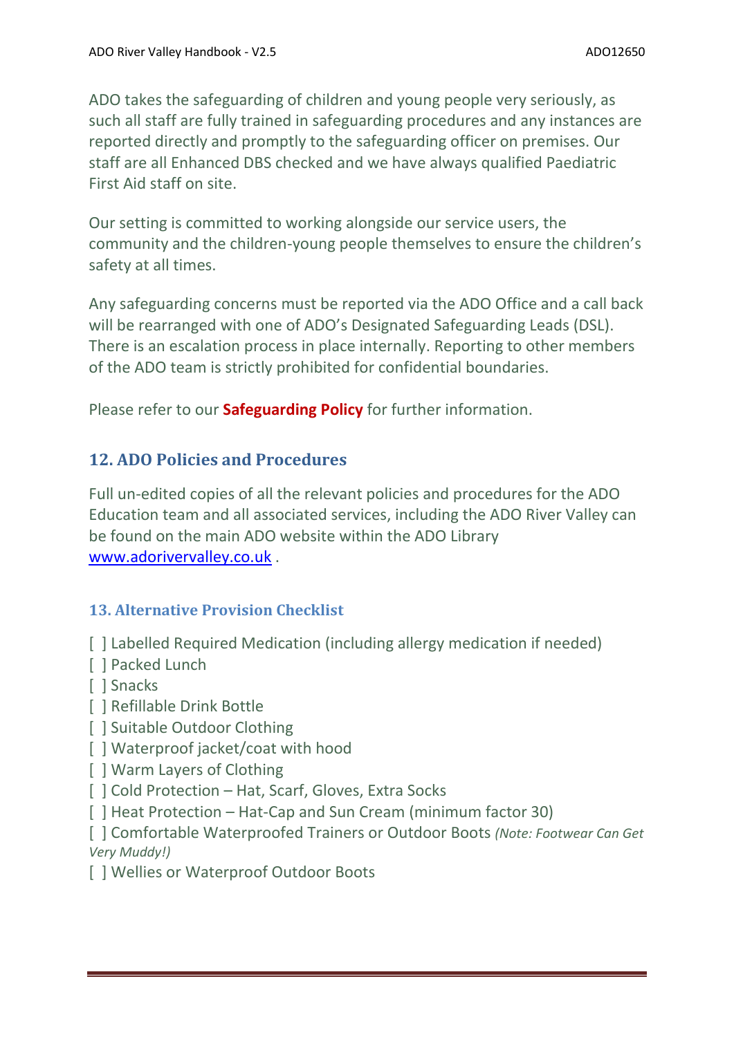ADO takes the safeguarding of children and young people very seriously, as such all staff are fully trained in safeguarding procedures and any instances are reported directly and promptly to the safeguarding officer on premises. Our staff are all Enhanced DBS checked and we have always qualified Paediatric First Aid staff on site.

Our setting is committed to working alongside our service users, the community and the children-young people themselves to ensure the children's safety at all times.

Any safeguarding concerns must be reported via the ADO Office and a call back will be rearranged with one of ADO's Designated Safeguarding Leads (DSL). There is an escalation process in place internally. Reporting to other members of the ADO team is strictly prohibited for confidential boundaries.

Please refer to our **Safeguarding Policy** for further information.

## 12. ADO Policies and Procedures

Full un-edited copies of all the relevant policies and procedures for the ADO Education team and all associated services, including the ADO River Valley can be found on the main ADO website within the ADO Library [www.adorivervalley.co.uk](http://www.adorivervalley.co.uk) .

### 13. Alternative Provision Checklist

[ ] Labelled Required Medication (including allergy medication if needed)
[ ] Packed Lunch
[ ] Snacks
[ ] Refillable Drink Bottle
[ ] Suitable Outdoor Clothing
[ ] Waterproof jacket/coat with hood
[ ] Warm Layers of Clothing
[ ] Cold Protection – Hat, Scarf, Gloves, Extra Socks
[ ] Heat Protection – Hat-Cap and Sun Cream (minimum factor 30)
[ ] Comfortable Waterproofed Trainers or Outdoor Boots *(Note: Footwear Can Get Very Muddy!)*
[ ] Wellies or Waterproof Outdoor Boots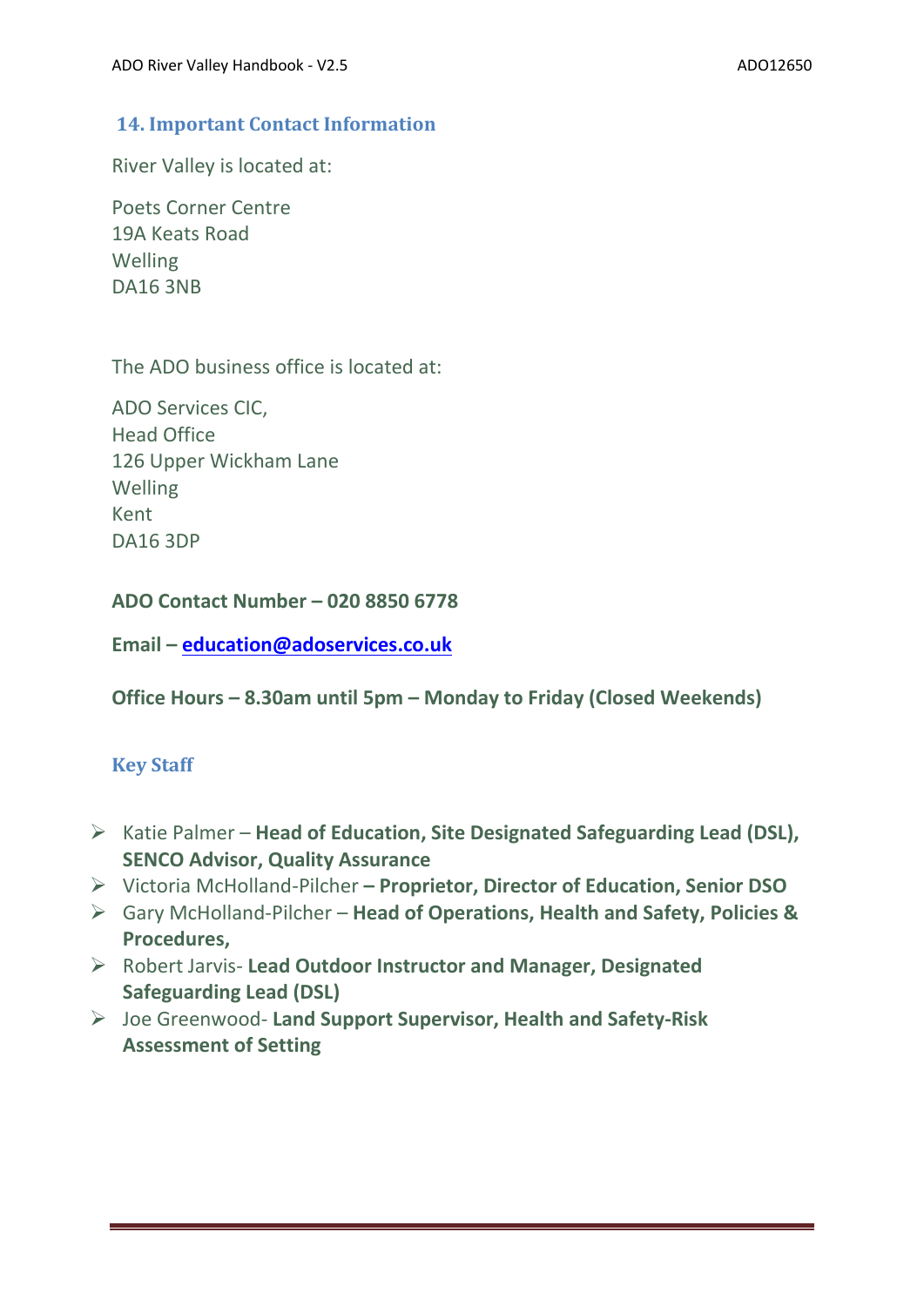## 14. Important Contact Information

River Valley is located at:

Poets Corner Centre
19A Keats Road
Welling
DA16 3NB

The ADO business office is located at:

ADO Services CIC,
Head Office
126 Upper Wickham Lane
Welling
Kent
DA16 3DP

**ADO Contact Number – 020 8850 6778**

**Email – [education@adoservices.co.uk](mailto:education@adoservices.co.uk)**

**Office Hours – 8.30am until 5pm – Monday to Friday (Closed Weekends)**

### Key Staff

- Katie Palmer – **Head of Education, Site Designated Safeguarding Lead (DSL), SENCO Advisor, Quality Assurance**
- Victoria McHolland-Pilcher **– Proprietor, Director of Education, Senior DSO**
- Gary McHolland-Pilcher – **Head of Operations, Health and Safety, Policies & Procedures,**
- Robert Jarvis- **Lead Outdoor Instructor and Manager, Designated Safeguarding Lead (DSL)**
- Joe Greenwood- **Land Support Supervisor, Health and Safety-Risk Assessment of Setting**